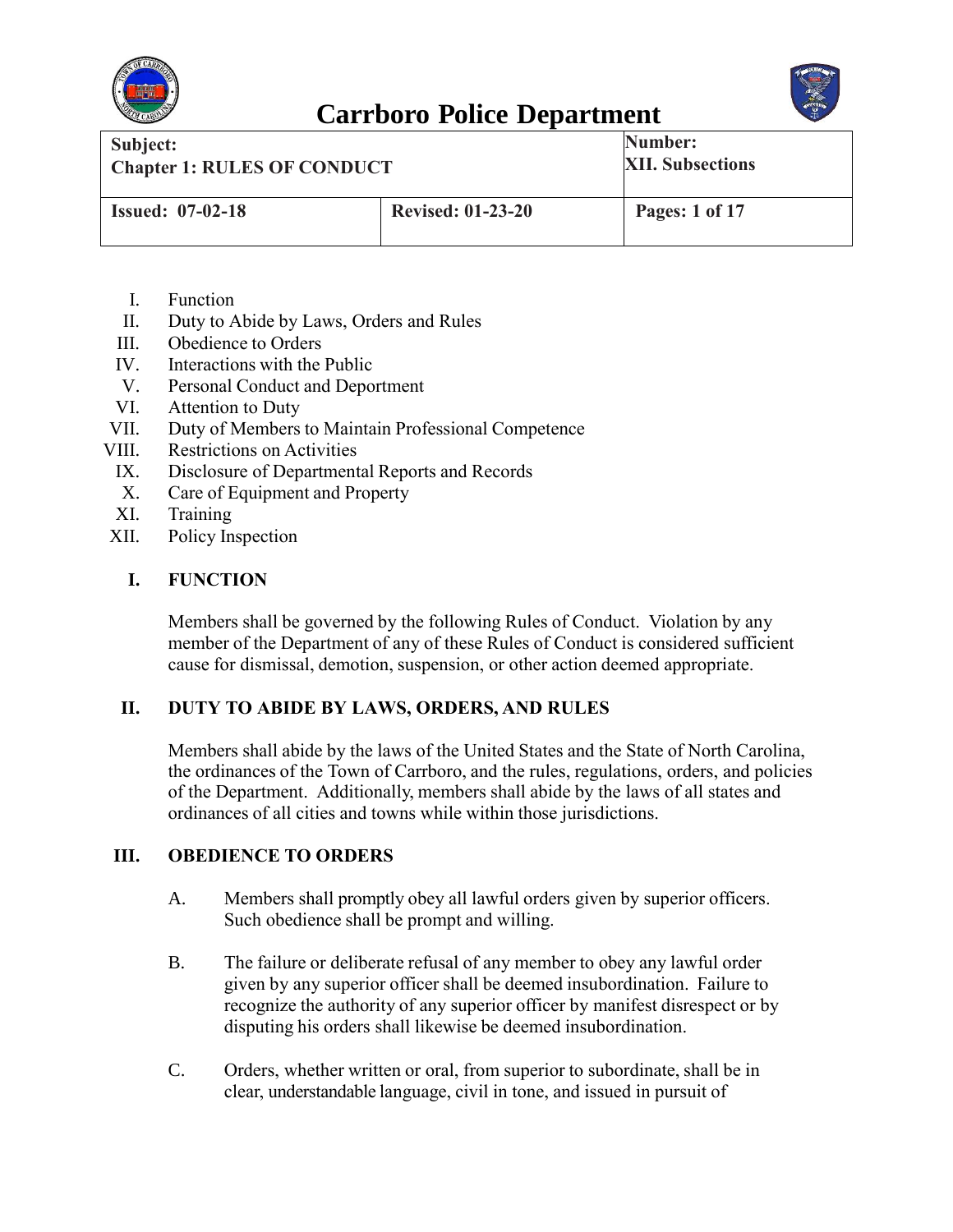# Carrboro Police Department

| Subject: Chapter 1: RULES OF CONDUCT | | Number: XII. Subsections |
|---|---|---|
| Issued: 07-02-18 | Revised: 01-23-20 | Pages: 1 of 17 |

I. Function
II. Duty to Abide by Laws, Orders and Rules
III. Obedience to Orders
IV. Interactions with the Public
V. Personal Conduct and Deportment
VI. Attention to Duty
VII. Duty of Members to Maintain Professional Competence
VIII. Restrictions on Activities
IX. Disclosure of Departmental Reports and Records
X. Care of Equipment and Property
XI. Training
XII. Policy Inspection

## I. FUNCTION

Members shall be governed by the following Rules of Conduct. Violation by any member of the Department of any of these Rules of Conduct is considered sufficient cause for dismissal, demotion, suspension, or other action deemed appropriate.

## II. DUTY TO ABIDE BY LAWS, ORDERS, AND RULES

Members shall abide by the laws of the United States and the State of North Carolina, the ordinances of the Town of Carrboro, and the rules, regulations, orders, and policies of the Department. Additionally, members shall abide by the laws of all states and ordinances of all cities and towns while within those jurisdictions.

## III. OBEDIENCE TO ORDERS

A. Members shall promptly obey all lawful orders given by superior officers. Such obedience shall be prompt and willing.

B. The failure or deliberate refusal of any member to obey any lawful order given by any superior officer shall be deemed insubordination. Failure to recognize the authority of any superior officer by manifest disrespect or by disputing his orders shall likewise be deemed insubordination.

C. Orders, whether written or oral, from superior to subordinate, shall be in clear, understandable language, civil in tone, and issued in pursuit of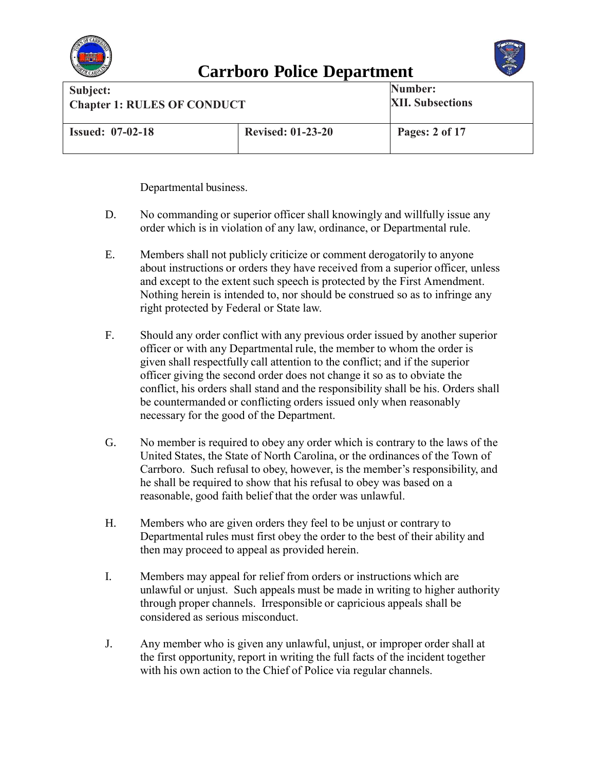Departmental business.

D. No commanding or superior officer shall knowingly and willfully issue any order which is in violation of any law, ordinance, or Departmental rule.

E. Members shall not publicly criticize or comment derogatorily to anyone about instructions or orders they have received from a superior officer, unless and except to the extent such speech is protected by the First Amendment. Nothing herein is intended to, nor should be construed so as to infringe any right protected by Federal or State law.

F. Should any order conflict with any previous order issued by another superior officer or with any Departmental rule, the member to whom the order is given shall respectfully call attention to the conflict; and if the superior officer giving the second order does not change it so as to obviate the conflict, his orders shall stand and the responsibility shall be his. Orders shall be countermanded or conflicting orders issued only when reasonably necessary for the good of the Department.

G. No member is required to obey any order which is contrary to the laws of the United States, the State of North Carolina, or the ordinances of the Town of Carrboro. Such refusal to obey, however, is the member's responsibility, and he shall be required to show that his refusal to obey was based on a reasonable, good faith belief that the order was unlawful.

H. Members who are given orders they feel to be unjust or contrary to Departmental rules must first obey the order to the best of their ability and then may proceed to appeal as provided herein.

I. Members may appeal for relief from orders or instructions which are unlawful or unjust. Such appeals must be made in writing to higher authority through proper channels. Irresponsible or capricious appeals shall be considered as serious misconduct.

J. Any member who is given any unlawful, unjust, or improper order shall at the first opportunity, report in writing the full facts of the incident together with his own action to the Chief of Police via regular channels.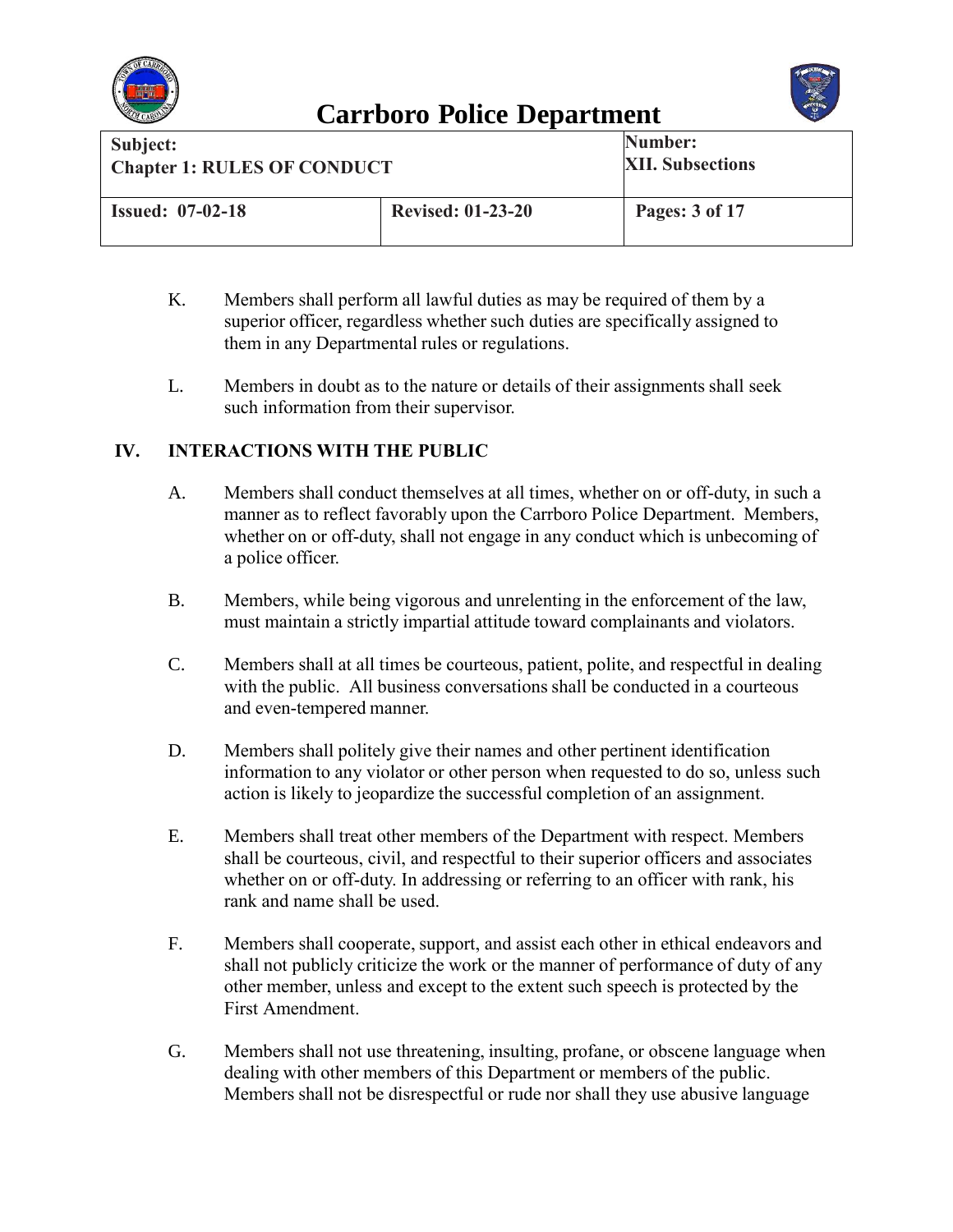K. Members shall perform all lawful duties as may be required of them by a superior officer, regardless whether such duties are specifically assigned to them in any Departmental rules or regulations.

L. Members in doubt as to the nature or details of their assignments shall seek such information from their supervisor.

## IV. INTERACTIONS WITH THE PUBLIC

A. Members shall conduct themselves at all times, whether on or off-duty, in such a manner as to reflect favorably upon the Carrboro Police Department. Members, whether on or off-duty, shall not engage in any conduct which is unbecoming of a police officer.

B. Members, while being vigorous and unrelenting in the enforcement of the law, must maintain a strictly impartial attitude toward complainants and violators.

C. Members shall at all times be courteous, patient, polite, and respectful in dealing with the public. All business conversations shall be conducted in a courteous and even-tempered manner.

D. Members shall politely give their names and other pertinent identification information to any violator or other person when requested to do so, unless such action is likely to jeopardize the successful completion of an assignment.

E. Members shall treat other members of the Department with respect. Members shall be courteous, civil, and respectful to their superior officers and associates whether on or off-duty. In addressing or referring to an officer with rank, his rank and name shall be used.

F. Members shall cooperate, support, and assist each other in ethical endeavors and shall not publicly criticize the work or the manner of performance of duty of any other member, unless and except to the extent such speech is protected by the First Amendment.

G. Members shall not use threatening, insulting, profane, or obscene language when dealing with other members of this Department or members of the public. Members shall not be disrespectful or rude nor shall they use abusive language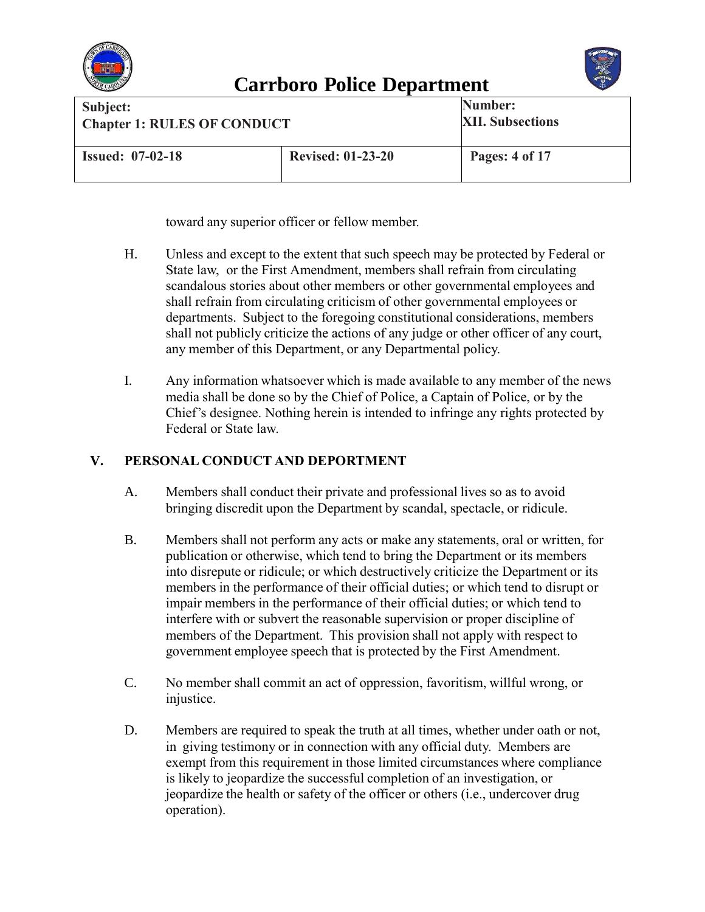toward any superior officer or fellow member.

H. Unless and except to the extent that such speech may be protected by Federal or State law, or the First Amendment, members shall refrain from circulating scandalous stories about other members or other governmental employees and shall refrain from circulating criticism of other governmental employees or departments. Subject to the foregoing constitutional considerations, members shall not publicly criticize the actions of any judge or other officer of any court, any member of this Department, or any Departmental policy.

I. Any information whatsoever which is made available to any member of the news media shall be done so by the Chief of Police, a Captain of Police, or by the Chief's designee. Nothing herein is intended to infringe any rights protected by Federal or State law.

## V. PERSONAL CONDUCT AND DEPORTMENT

A. Members shall conduct their private and professional lives so as to avoid bringing discredit upon the Department by scandal, spectacle, or ridicule.

B. Members shall not perform any acts or make any statements, oral or written, for publication or otherwise, which tend to bring the Department or its members into disrepute or ridicule; or which destructively criticize the Department or its members in the performance of their official duties; or which tend to disrupt or impair members in the performance of their official duties; or which tend to interfere with or subvert the reasonable supervision or proper discipline of members of the Department. This provision shall not apply with respect to government employee speech that is protected by the First Amendment.

C. No member shall commit an act of oppression, favoritism, willful wrong, or injustice.

D. Members are required to speak the truth at all times, whether under oath or not, in giving testimony or in connection with any official duty. Members are exempt from this requirement in those limited circumstances where compliance is likely to jeopardize the successful completion of an investigation, or jeopardize the health or safety of the officer or others (i.e., undercover drug operation).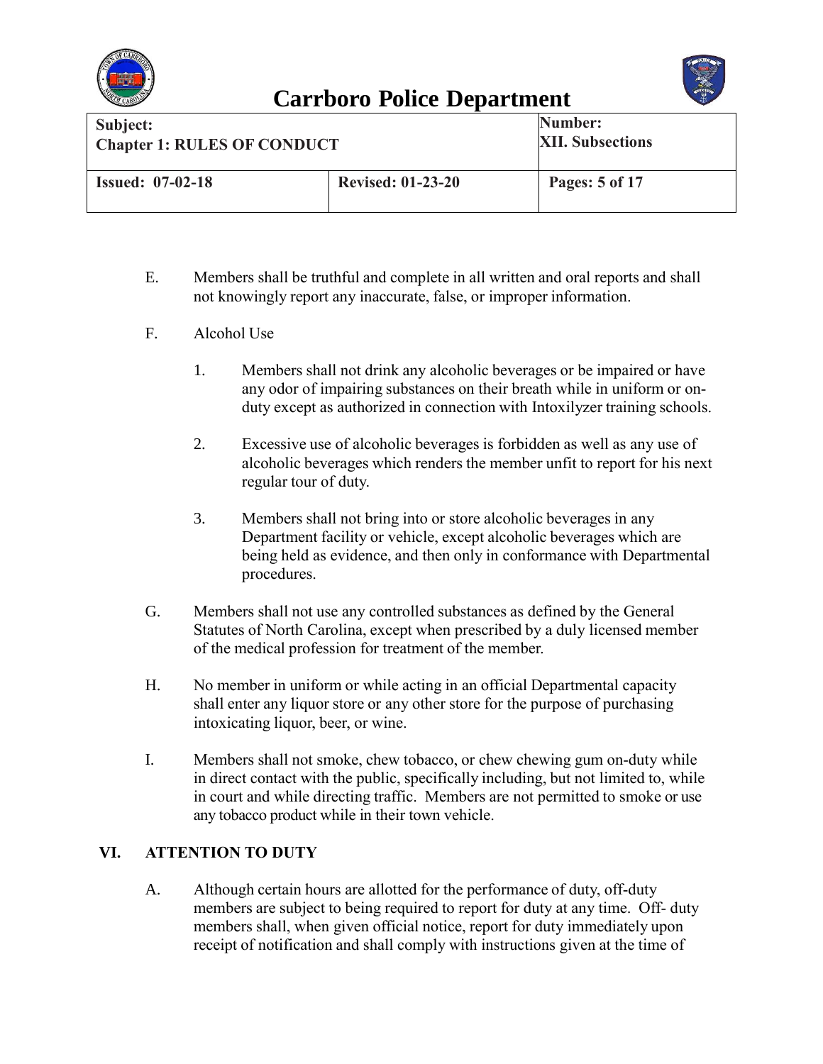E. Members shall be truthful and complete in all written and oral reports and shall not knowingly report any inaccurate, false, or improper information.

F. Alcohol Use

1. Members shall not drink any alcoholic beverages or be impaired or have any odor of impairing substances on their breath while in uniform or on-duty except as authorized in connection with Intoxilyzer training schools.

2. Excessive use of alcoholic beverages is forbidden as well as any use of alcoholic beverages which renders the member unfit to report for his next regular tour of duty.

3. Members shall not bring into or store alcoholic beverages in any Department facility or vehicle, except alcoholic beverages which are being held as evidence, and then only in conformance with Departmental procedures.

G. Members shall not use any controlled substances as defined by the General Statutes of North Carolina, except when prescribed by a duly licensed member of the medical profession for treatment of the member.

H. No member in uniform or while acting in an official Departmental capacity shall enter any liquor store or any other store for the purpose of purchasing intoxicating liquor, beer, or wine.

I. Members shall not smoke, chew tobacco, or chew chewing gum on-duty while in direct contact with the public, specifically including, but not limited to, while in court and while directing traffic. Members are not permitted to smoke or use any tobacco product while in their town vehicle.

## VI. ATTENTION TO DUTY

A. Although certain hours are allotted for the performance of duty, off-duty members are subject to being required to report for duty at any time. Off- duty members shall, when given official notice, report for duty immediately upon receipt of notification and shall comply with instructions given at the time of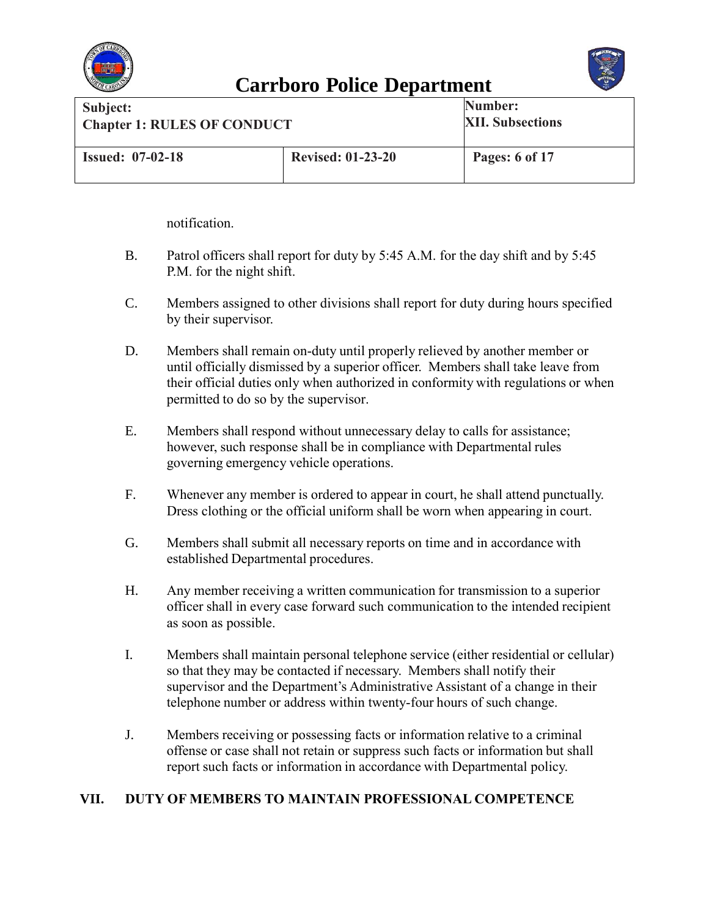notification.

B. Patrol officers shall report for duty by 5:45 A.M. for the day shift and by 5:45 P.M. for the night shift.

C. Members assigned to other divisions shall report for duty during hours specified by their supervisor.

D. Members shall remain on-duty until properly relieved by another member or until officially dismissed by a superior officer. Members shall take leave from their official duties only when authorized in conformity with regulations or when permitted to do so by the supervisor.

E. Members shall respond without unnecessary delay to calls for assistance; however, such response shall be in compliance with Departmental rules governing emergency vehicle operations.

F. Whenever any member is ordered to appear in court, he shall attend punctually. Dress clothing or the official uniform shall be worn when appearing in court.

G. Members shall submit all necessary reports on time and in accordance with established Departmental procedures.

H. Any member receiving a written communication for transmission to a superior officer shall in every case forward such communication to the intended recipient as soon as possible.

I. Members shall maintain personal telephone service (either residential or cellular) so that they may be contacted if necessary. Members shall notify their supervisor and the Department's Administrative Assistant of a change in their telephone number or address within twenty-four hours of such change.

J. Members receiving or possessing facts or information relative to a criminal offense or case shall not retain or suppress such facts or information but shall report such facts or information in accordance with Departmental policy.

## VII. DUTY OF MEMBERS TO MAINTAIN PROFESSIONAL COMPETENCE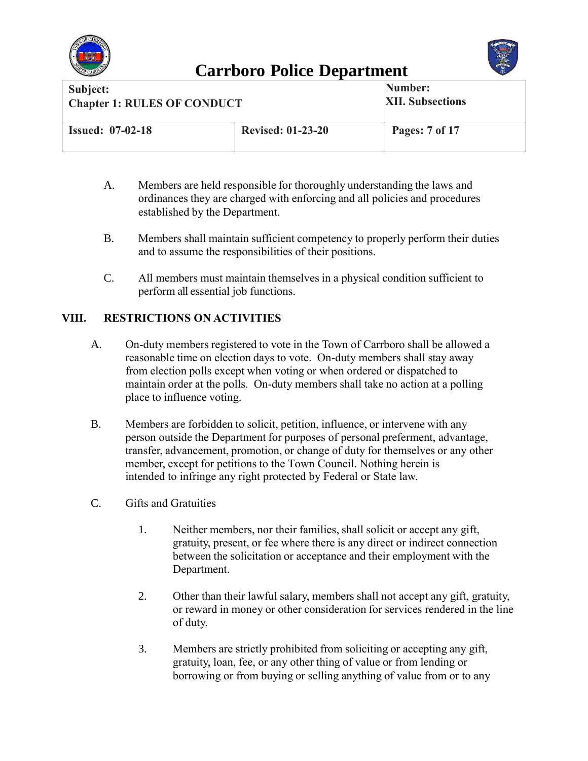A. Members are held responsible for thoroughly understanding the laws and ordinances they are charged with enforcing and all policies and procedures established by the Department.

B. Members shall maintain sufficient competency to properly perform their duties and to assume the responsibilities of their positions.

C. All members must maintain themselves in a physical condition sufficient to perform all essential job functions.

## VIII. RESTRICTIONS ON ACTIVITIES

A. On-duty members registered to vote in the Town of Carrboro shall be allowed a reasonable time on election days to vote. On-duty members shall stay away from election polls except when voting or when ordered or dispatched to maintain order at the polls. On-duty members shall take no action at a polling place to influence voting.

B. Members are forbidden to solicit, petition, influence, or intervene with any person outside the Department for purposes of personal preferment, advantage, transfer, advancement, promotion, or change of duty for themselves or any other member, except for petitions to the Town Council. Nothing herein is intended to infringe any right protected by Federal or State law.

C. Gifts and Gratuities

1. Neither members, nor their families, shall solicit or accept any gift, gratuity, present, or fee where there is any direct or indirect connection between the solicitation or acceptance and their employment with the Department.

2. Other than their lawful salary, members shall not accept any gift, gratuity, or reward in money or other consideration for services rendered in the line of duty.

3. Members are strictly prohibited from soliciting or accepting any gift, gratuity, loan, fee, or any other thing of value or from lending or borrowing or from buying or selling anything of value from or to any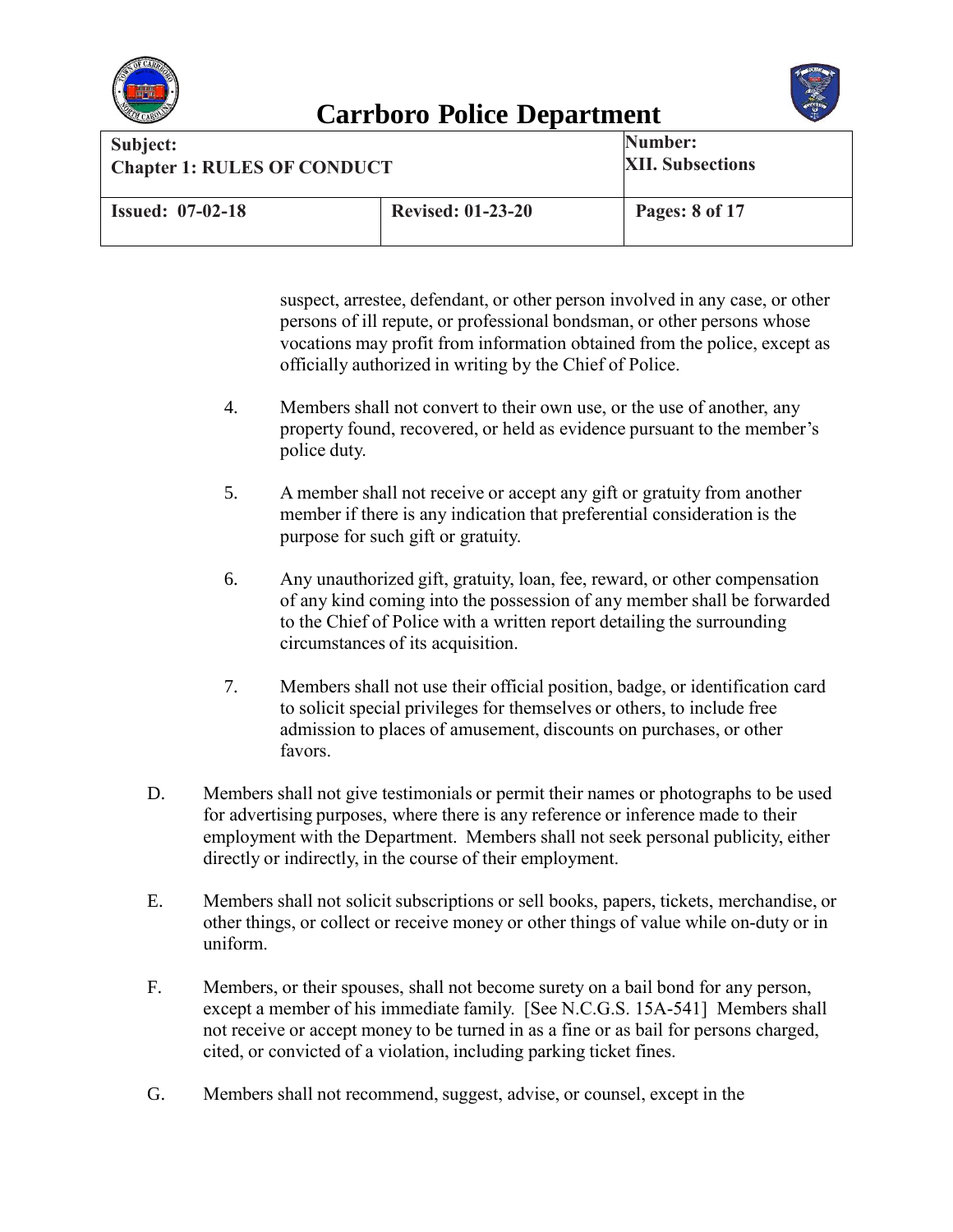suspect, arrestee, defendant, or other person involved in any case, or other persons of ill repute, or professional bondsman, or other persons whose vocations may profit from information obtained from the police, except as officially authorized in writing by the Chief of Police.

4. Members shall not convert to their own use, or the use of another, any property found, recovered, or held as evidence pursuant to the member's police duty.

5. A member shall not receive or accept any gift or gratuity from another member if there is any indication that preferential consideration is the purpose for such gift or gratuity.

6. Any unauthorized gift, gratuity, loan, fee, reward, or other compensation of any kind coming into the possession of any member shall be forwarded to the Chief of Police with a written report detailing the surrounding circumstances of its acquisition.

7. Members shall not use their official position, badge, or identification card to solicit special privileges for themselves or others, to include free admission to places of amusement, discounts on purchases, or other favors.

D. Members shall not give testimonials or permit their names or photographs to be used for advertising purposes, where there is any reference or inference made to their employment with the Department. Members shall not seek personal publicity, either directly or indirectly, in the course of their employment.

E. Members shall not solicit subscriptions or sell books, papers, tickets, merchandise, or other things, or collect or receive money or other things of value while on-duty or in uniform.

F. Members, or their spouses, shall not become surety on a bail bond for any person, except a member of his immediate family. [See N.C.G.S. 15A-541] Members shall not receive or accept money to be turned in as a fine or as bail for persons charged, cited, or convicted of a violation, including parking ticket fines.

G. Members shall not recommend, suggest, advise, or counsel, except in the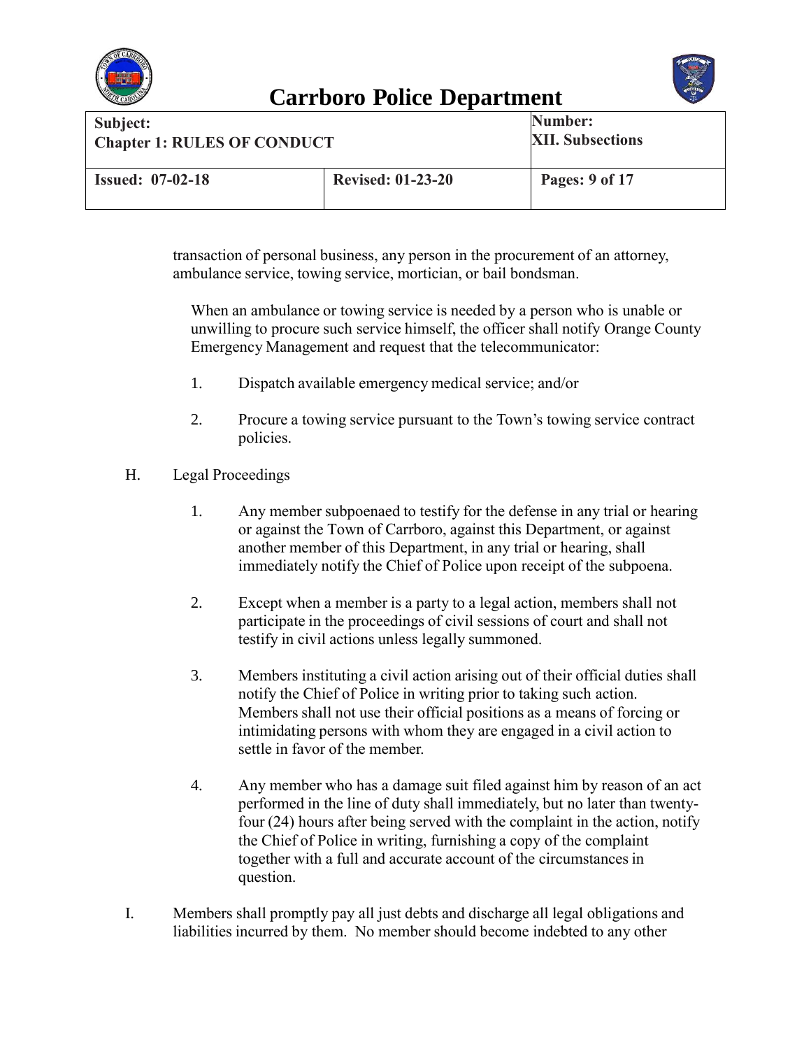transaction of personal business, any person in the procurement of an attorney, ambulance service, towing service, mortician, or bail bondsman.

When an ambulance or towing service is needed by a person who is unable or unwilling to procure such service himself, the officer shall notify Orange County Emergency Management and request that the telecommunicator:

1. Dispatch available emergency medical service; and/or

2. Procure a towing service pursuant to the Town's towing service contract policies.

H. Legal Proceedings

1. Any member subpoenaed to testify for the defense in any trial or hearing or against the Town of Carrboro, against this Department, or against another member of this Department, in any trial or hearing, shall immediately notify the Chief of Police upon receipt of the subpoena.

2. Except when a member is a party to a legal action, members shall not participate in the proceedings of civil sessions of court and shall not testify in civil actions unless legally summoned.

3. Members instituting a civil action arising out of their official duties shall notify the Chief of Police in writing prior to taking such action. Members shall not use their official positions as a means of forcing or intimidating persons with whom they are engaged in a civil action to settle in favor of the member.

4. Any member who has a damage suit filed against him by reason of an act performed in the line of duty shall immediately, but no later than twenty-four (24) hours after being served with the complaint in the action, notify the Chief of Police in writing, furnishing a copy of the complaint together with a full and accurate account of the circumstances in question.

I. Members shall promptly pay all just debts and discharge all legal obligations and liabilities incurred by them. No member should become indebted to any other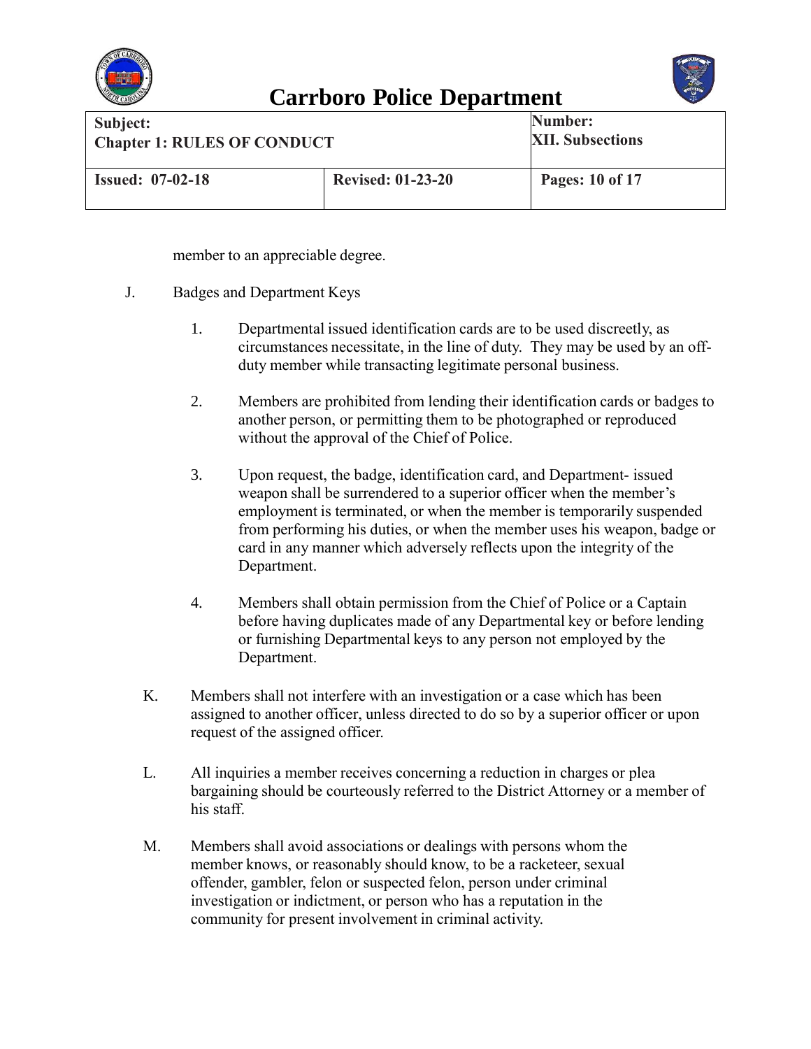member to an appreciable degree.

J. Badges and Department Keys

1. Departmental issued identification cards are to be used discreetly, as circumstances necessitate, in the line of duty. They may be used by an off-duty member while transacting legitimate personal business.

2. Members are prohibited from lending their identification cards or badges to another person, or permitting them to be photographed or reproduced without the approval of the Chief of Police.

3. Upon request, the badge, identification card, and Department- issued weapon shall be surrendered to a superior officer when the member's employment is terminated, or when the member is temporarily suspended from performing his duties, or when the member uses his weapon, badge or card in any manner which adversely reflects upon the integrity of the Department.

4. Members shall obtain permission from the Chief of Police or a Captain before having duplicates made of any Departmental key or before lending or furnishing Departmental keys to any person not employed by the Department.

K. Members shall not interfere with an investigation or a case which has been assigned to another officer, unless directed to do so by a superior officer or upon request of the assigned officer.

L. All inquiries a member receives concerning a reduction in charges or plea bargaining should be courteously referred to the District Attorney or a member of his staff.

M. Members shall avoid associations or dealings with persons whom the member knows, or reasonably should know, to be a racketeer, sexual offender, gambler, felon or suspected felon, person under criminal investigation or indictment, or person who has a reputation in the community for present involvement in criminal activity.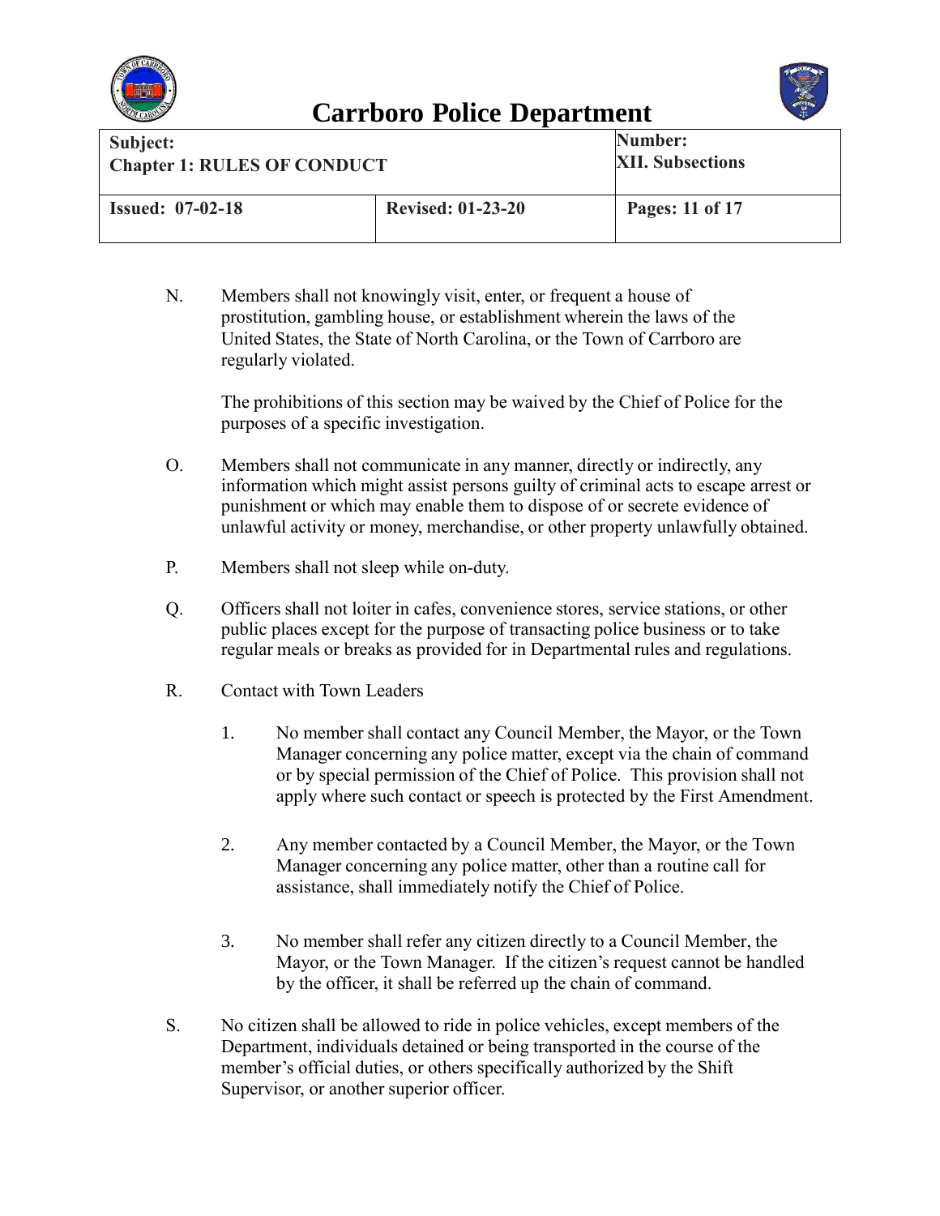N. Members shall not knowingly visit, enter, or frequent a house of prostitution, gambling house, or establishment wherein the laws of the United States, the State of North Carolina, or the Town of Carrboro are regularly violated.

The prohibitions of this section may be waived by the Chief of Police for the purposes of a specific investigation.

O. Members shall not communicate in any manner, directly or indirectly, any information which might assist persons guilty of criminal acts to escape arrest or punishment or which may enable them to dispose of or secrete evidence of unlawful activity or money, merchandise, or other property unlawfully obtained.

P. Members shall not sleep while on-duty.

Q. Officers shall not loiter in cafes, convenience stores, service stations, or other public places except for the purpose of transacting police business or to take regular meals or breaks as provided for in Departmental rules and regulations.

R. Contact with Town Leaders

1. No member shall contact any Council Member, the Mayor, or the Town Manager concerning any police matter, except via the chain of command or by special permission of the Chief of Police. This provision shall not apply where such contact or speech is protected by the First Amendment.

2. Any member contacted by a Council Member, the Mayor, or the Town Manager concerning any police matter, other than a routine call for assistance, shall immediately notify the Chief of Police.

3. No member shall refer any citizen directly to a Council Member, the Mayor, or the Town Manager. If the citizen's request cannot be handled by the officer, it shall be referred up the chain of command.

S. No citizen shall be allowed to ride in police vehicles, except members of the Department, individuals detained or being transported in the course of the member's official duties, or others specifically authorized by the Shift Supervisor, or another superior officer.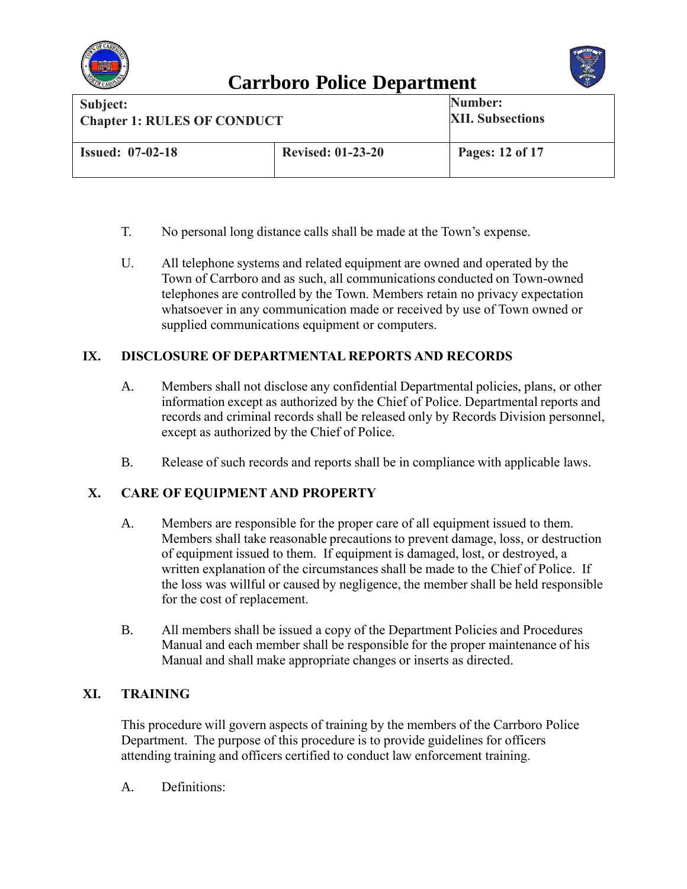T. No personal long distance calls shall be made at the Town's expense.

U. All telephone systems and related equipment are owned and operated by the Town of Carrboro and as such, all communications conducted on Town-owned telephones are controlled by the Town. Members retain no privacy expectation whatsoever in any communication made or received by use of Town owned or supplied communications equipment or computers.

## IX. DISCLOSURE OF DEPARTMENTAL REPORTS AND RECORDS

A. Members shall not disclose any confidential Departmental policies, plans, or other information except as authorized by the Chief of Police. Departmental reports and records and criminal records shall be released only by Records Division personnel, except as authorized by the Chief of Police.

B. Release of such records and reports shall be in compliance with applicable laws.

## X. CARE OF EQUIPMENT AND PROPERTY

A. Members are responsible for the proper care of all equipment issued to them. Members shall take reasonable precautions to prevent damage, loss, or destruction of equipment issued to them. If equipment is damaged, lost, or destroyed, a written explanation of the circumstances shall be made to the Chief of Police. If the loss was willful or caused by negligence, the member shall be held responsible for the cost of replacement.

B. All members shall be issued a copy of the Department Policies and Procedures Manual and each member shall be responsible for the proper maintenance of his Manual and shall make appropriate changes or inserts as directed.

## XI. TRAINING

This procedure will govern aspects of training by the members of the Carrboro Police Department. The purpose of this procedure is to provide guidelines for officers attending training and officers certified to conduct law enforcement training.

A. Definitions: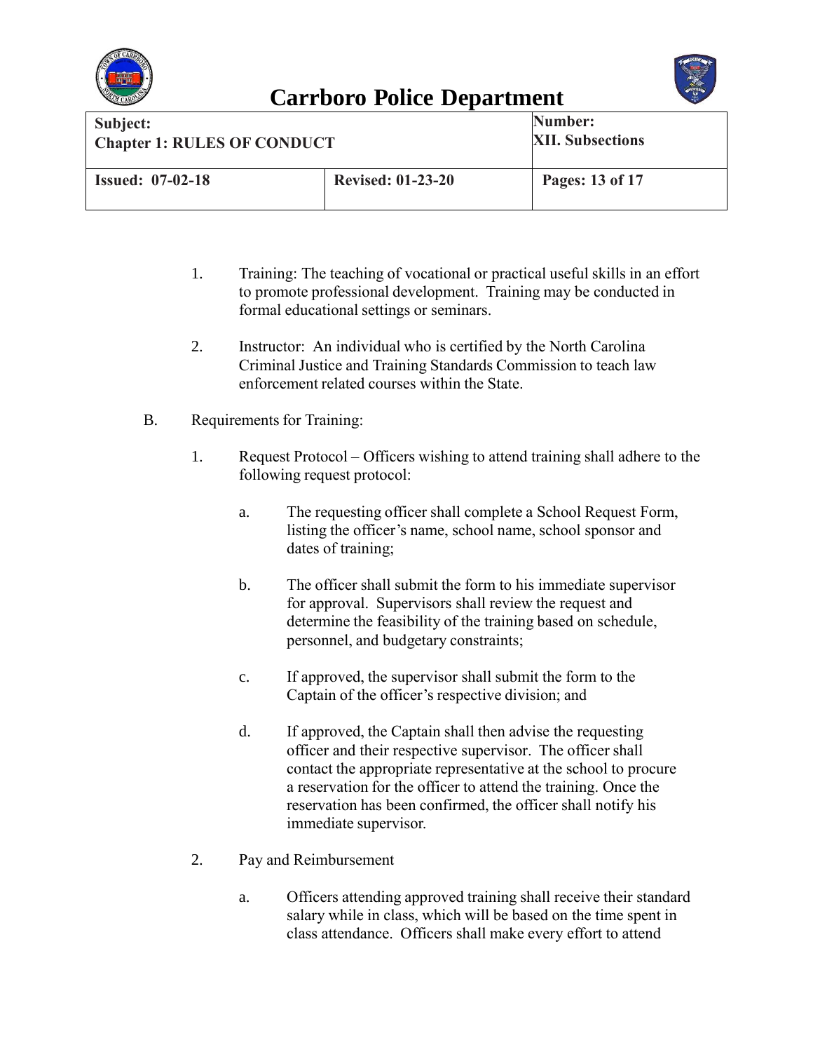1. Training: The teaching of vocational or practical useful skills in an effort to promote professional development. Training may be conducted in formal educational settings or seminars.

2. Instructor: An individual who is certified by the North Carolina Criminal Justice and Training Standards Commission to teach law enforcement related courses within the State.

B. Requirements for Training:

1. Request Protocol – Officers wishing to attend training shall adhere to the following request protocol:

   a. The requesting officer shall complete a School Request Form, listing the officer's name, school name, school sponsor and dates of training;

   b. The officer shall submit the form to his immediate supervisor for approval. Supervisors shall review the request and determine the feasibility of the training based on schedule, personnel, and budgetary constraints;

   c. If approved, the supervisor shall submit the form to the Captain of the officer's respective division; and

   d. If approved, the Captain shall then advise the requesting officer and their respective supervisor. The officer shall contact the appropriate representative at the school to procure a reservation for the officer to attend the training. Once the reservation has been confirmed, the officer shall notify his immediate supervisor.

2. Pay and Reimbursement

   a. Officers attending approved training shall receive their standard salary while in class, which will be based on the time spent in class attendance. Officers shall make every effort to attend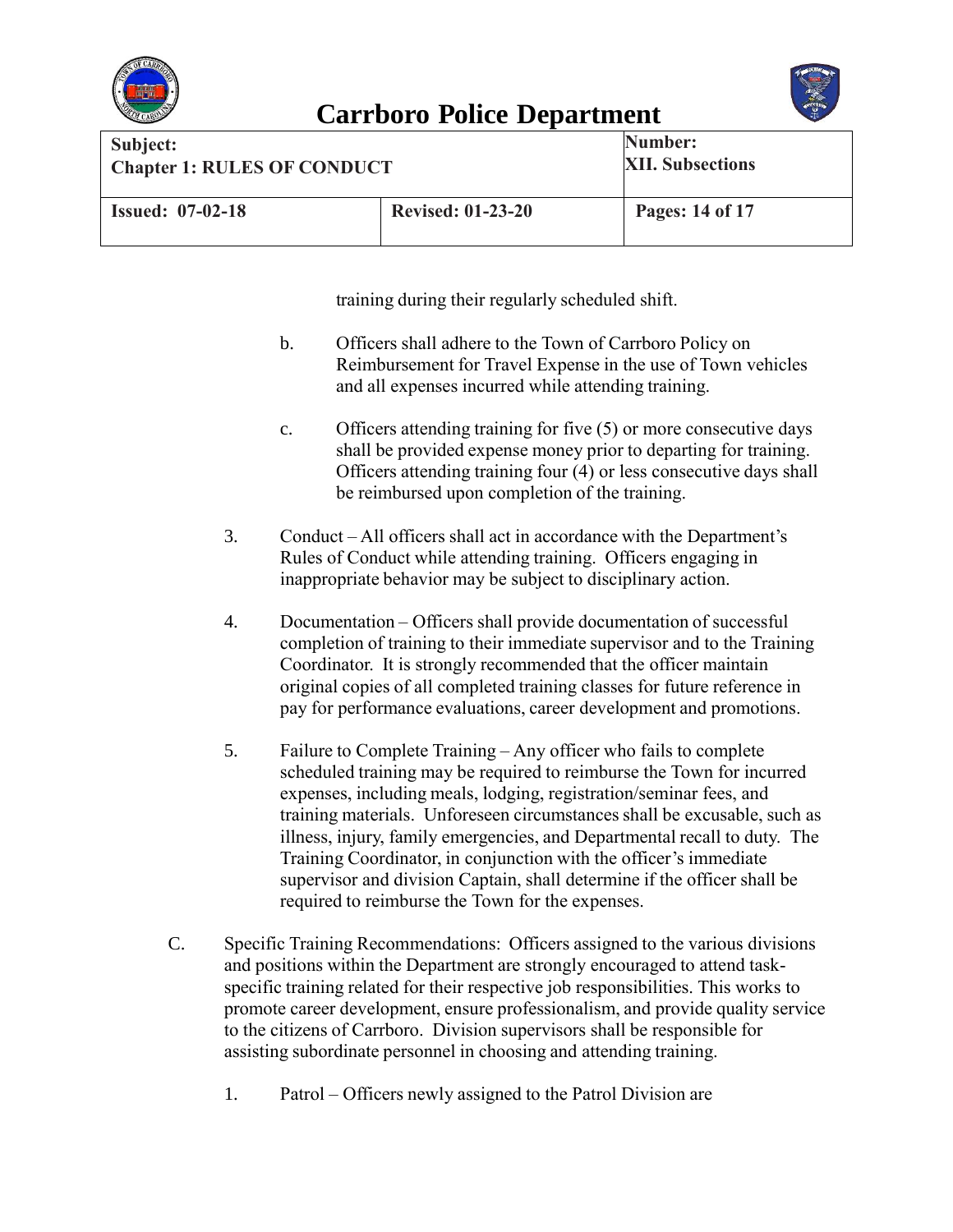training during their regularly scheduled shift.

b. Officers shall adhere to the Town of Carrboro Policy on Reimbursement for Travel Expense in the use of Town vehicles and all expenses incurred while attending training.

c. Officers attending training for five (5) or more consecutive days shall be provided expense money prior to departing for training. Officers attending training four (4) or less consecutive days shall be reimbursed upon completion of the training.

3. Conduct – All officers shall act in accordance with the Department's Rules of Conduct while attending training. Officers engaging in inappropriate behavior may be subject to disciplinary action.

4. Documentation – Officers shall provide documentation of successful completion of training to their immediate supervisor and to the Training Coordinator. It is strongly recommended that the officer maintain original copies of all completed training classes for future reference in pay for performance evaluations, career development and promotions.

5. Failure to Complete Training – Any officer who fails to complete scheduled training may be required to reimburse the Town for incurred expenses, including meals, lodging, registration/seminar fees, and training materials. Unforeseen circumstances shall be excusable, such as illness, injury, family emergencies, and Departmental recall to duty. The Training Coordinator, in conjunction with the officer's immediate supervisor and division Captain, shall determine if the officer shall be required to reimburse the Town for the expenses.

C. Specific Training Recommendations: Officers assigned to the various divisions and positions within the Department are strongly encouraged to attend task-specific training related for their respective job responsibilities. This works to promote career development, ensure professionalism, and provide quality service to the citizens of Carrboro. Division supervisors shall be responsible for assisting subordinate personnel in choosing and attending training.

1. Patrol – Officers newly assigned to the Patrol Division are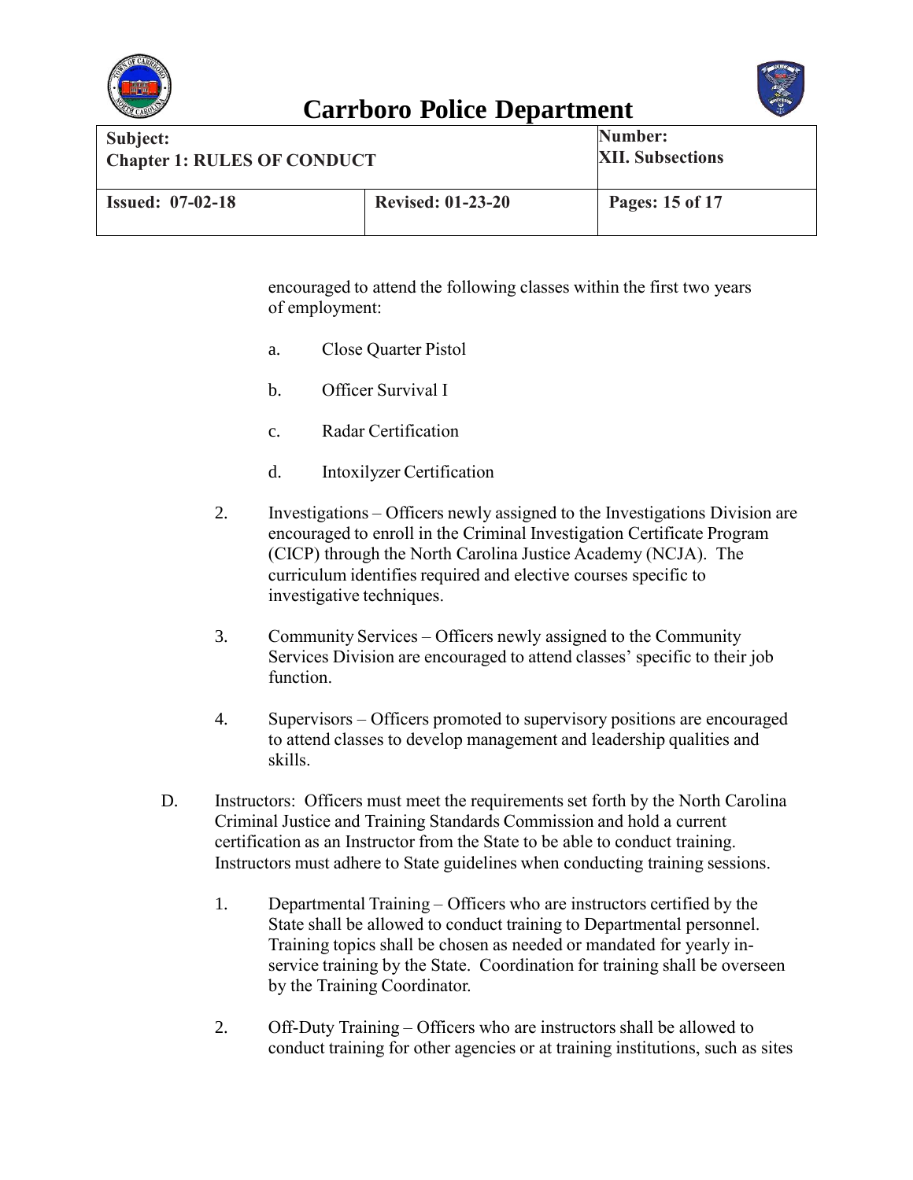encouraged to attend the following classes within the first two years of employment:

   a. Close Quarter Pistol

   b. Officer Survival I

   c. Radar Certification

   d. Intoxilyzer Certification

2. Investigations – Officers newly assigned to the Investigations Division are encouraged to enroll in the Criminal Investigation Certificate Program (CICP) through the North Carolina Justice Academy (NCJA). The curriculum identifies required and elective courses specific to investigative techniques.

3. Community Services – Officers newly assigned to the Community Services Division are encouraged to attend classes' specific to their job function.

4. Supervisors – Officers promoted to supervisory positions are encouraged to attend classes to develop management and leadership qualities and skills.

D. Instructors: Officers must meet the requirements set forth by the North Carolina Criminal Justice and Training Standards Commission and hold a current certification as an Instructor from the State to be able to conduct training. Instructors must adhere to State guidelines when conducting training sessions.

   1. Departmental Training – Officers who are instructors certified by the State shall be allowed to conduct training to Departmental personnel. Training topics shall be chosen as needed or mandated for yearly in-service training by the State. Coordination for training shall be overseen by the Training Coordinator.

   2. Off-Duty Training – Officers who are instructors shall be allowed to conduct training for other agencies or at training institutions, such as sites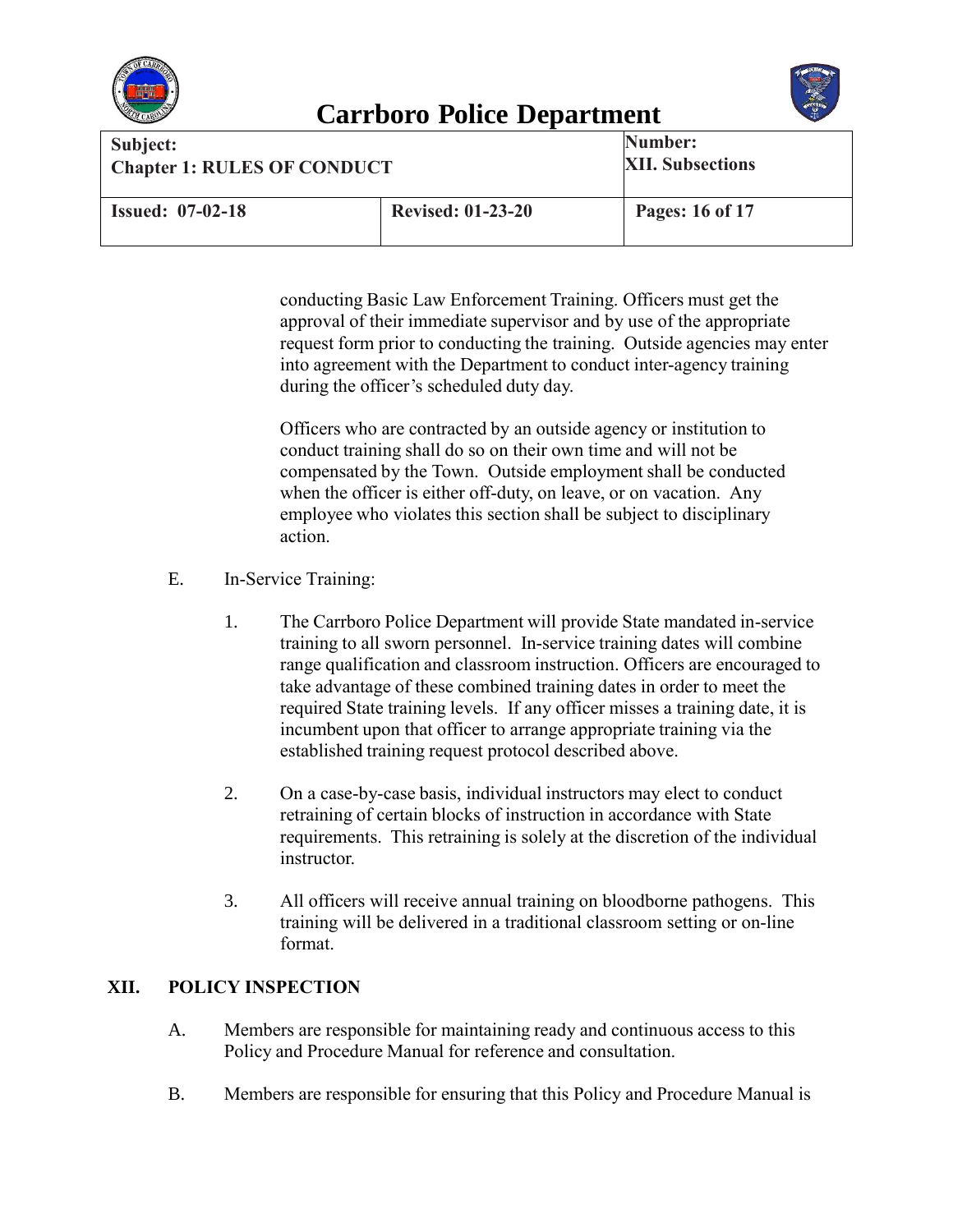conducting Basic Law Enforcement Training. Officers must get the approval of their immediate supervisor and by use of the appropriate request form prior to conducting the training. Outside agencies may enter into agreement with the Department to conduct inter-agency training during the officer's scheduled duty day.

Officers who are contracted by an outside agency or institution to conduct training shall do so on their own time and will not be compensated by the Town. Outside employment shall be conducted when the officer is either off-duty, on leave, or on vacation. Any employee who violates this section shall be subject to disciplinary action.

E. In-Service Training:

1. The Carrboro Police Department will provide State mandated in-service training to all sworn personnel. In-service training dates will combine range qualification and classroom instruction. Officers are encouraged to take advantage of these combined training dates in order to meet the required State training levels. If any officer misses a training date, it is incumbent upon that officer to arrange appropriate training via the established training request protocol described above.

2. On a case-by-case basis, individual instructors may elect to conduct retraining of certain blocks of instruction in accordance with State requirements. This retraining is solely at the discretion of the individual instructor.

3. All officers will receive annual training on bloodborne pathogens. This training will be delivered in a traditional classroom setting or on-line format.

## XII. POLICY INSPECTION

A. Members are responsible for maintaining ready and continuous access to this Policy and Procedure Manual for reference and consultation.

B. Members are responsible for ensuring that this Policy and Procedure Manual is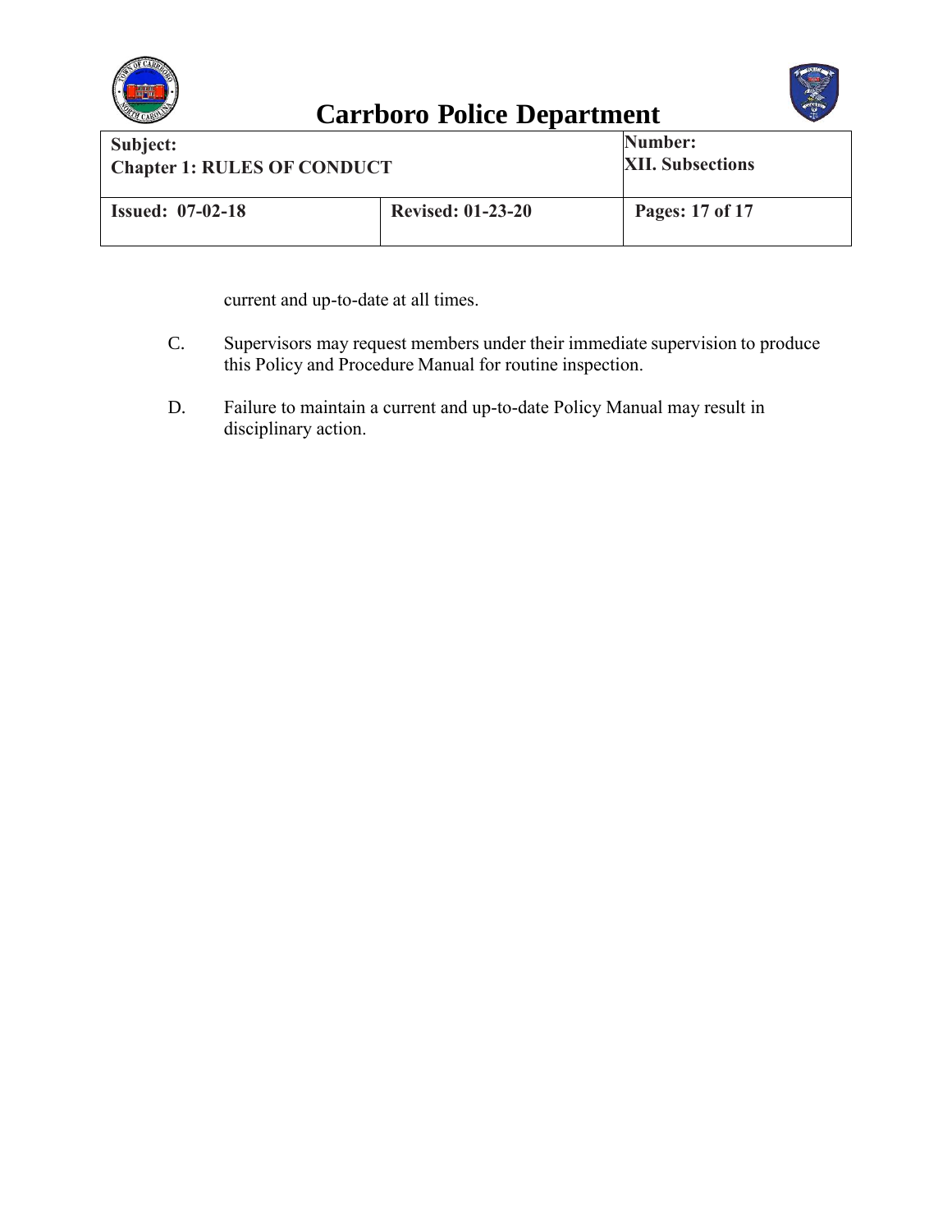current and up-to-date at all times.

C. Supervisors may request members under their immediate supervision to produce this Policy and Procedure Manual for routine inspection.

D. Failure to maintain a current and up-to-date Policy Manual may result in disciplinary action.